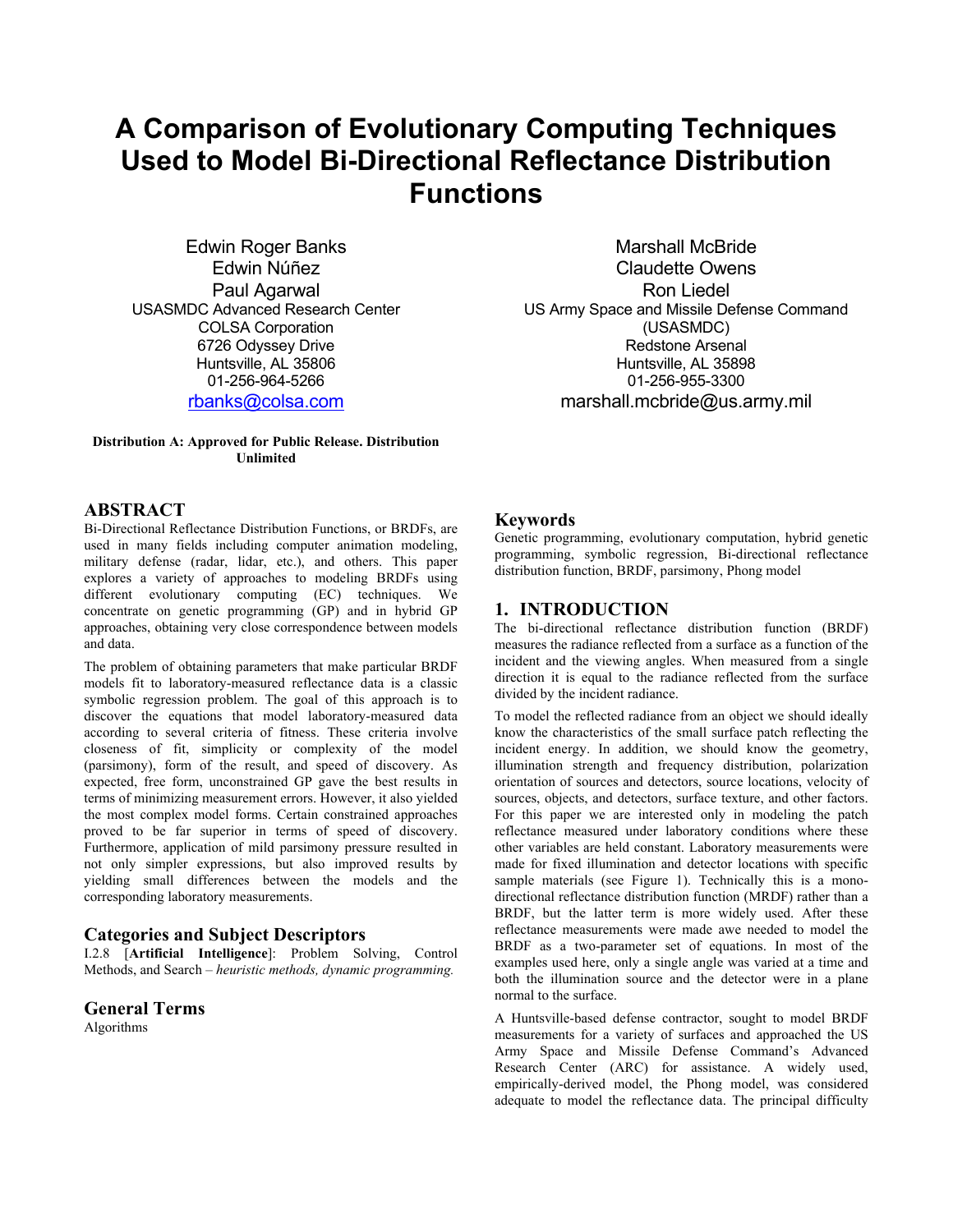# A Comparison of Evolutionary Computing Techniques Used to Model Bi-Directional Reflectance Distribution Functions

Edwin Roger Banks
Edwin Núñez
Paul Agarwal
USASMDC Advanced Research Center
COLSA Corporation
6726 Odyssey Drive
Huntsville, AL 35806
01-256-964-5266
rbanks@colsa.com

Marshall McBride
Claudette Owens
Ron Liedel
US Army Space and Missile Defense Command (USASMDC)
Redstone Arsenal
Huntsville, AL 35898
01-256-955-3300
marshall.mcbride@us.army.mil

**Distribution A: Approved for Public Release. Distribution Unlimited**

## ABSTRACT

Bi-Directional Reflectance Distribution Functions, or BRDFs, are used in many fields including computer animation modeling, military defense (radar, lidar, etc.), and others. This paper explores a variety of approaches to modeling BRDFs using different evolutionary computing (EC) techniques. We concentrate on genetic programming (GP) and in hybrid GP approaches, obtaining very close correspondence between models and data.

The problem of obtaining parameters that make particular BRDF models fit to laboratory-measured reflectance data is a classic symbolic regression problem. The goal of this approach is to discover the equations that model laboratory-measured data according to several criteria of fitness. These criteria involve closeness of fit, simplicity or complexity of the model (parsimony), form of the result, and speed of discovery. As expected, free form, unconstrained GP gave the best results in terms of minimizing measurement errors. However, it also yielded the most complex model forms. Certain constrained approaches proved to be far superior in terms of speed of discovery. Furthermore, application of mild parsimony pressure resulted in not only simpler expressions, but also improved results by yielding small differences between the models and the corresponding laboratory measurements.

## Categories and Subject Descriptors

I.2.8 [**Artificial Intelligence**]: Problem Solving, Control Methods, and Search – *heuristic methods, dynamic programming.*

## General Terms

Algorithms

## Keywords

Genetic programming, evolutionary computation, hybrid genetic programming, symbolic regression, Bi-directional reflectance distribution function, BRDF, parsimony, Phong model

## 1. INTRODUCTION

The bi-directional reflectance distribution function (BRDF) measures the radiance reflected from a surface as a function of the incident and the viewing angles. When measured from a single direction it is equal to the radiance reflected from the surface divided by the incident radiance.

To model the reflected radiance from an object we should ideally know the characteristics of the small surface patch reflecting the incident energy. In addition, we should know the geometry, illumination strength and frequency distribution, polarization orientation of sources and detectors, source locations, velocity of sources, objects, and detectors, surface texture, and other factors. For this paper we are interested only in modeling the patch reflectance measured under laboratory conditions where these other variables are held constant. Laboratory measurements were made for fixed illumination and detector locations with specific sample materials (see Figure 1). Technically this is a mono-directional reflectance distribution function (MRDF) rather than a BRDF, but the latter term is more widely used. After these reflectance measurements were made awe needed to model the BRDF as a two-parameter set of equations. In most of the examples used here, only a single angle was varied at a time and both the illumination source and the detector were in a plane normal to the surface.

A Huntsville-based defense contractor, sought to model BRDF measurements for a variety of surfaces and approached the US Army Space and Missile Defense Command's Advanced Research Center (ARC) for assistance. A widely used, empirically-derived model, the Phong model, was considered adequate to model the reflectance data. The principal difficulty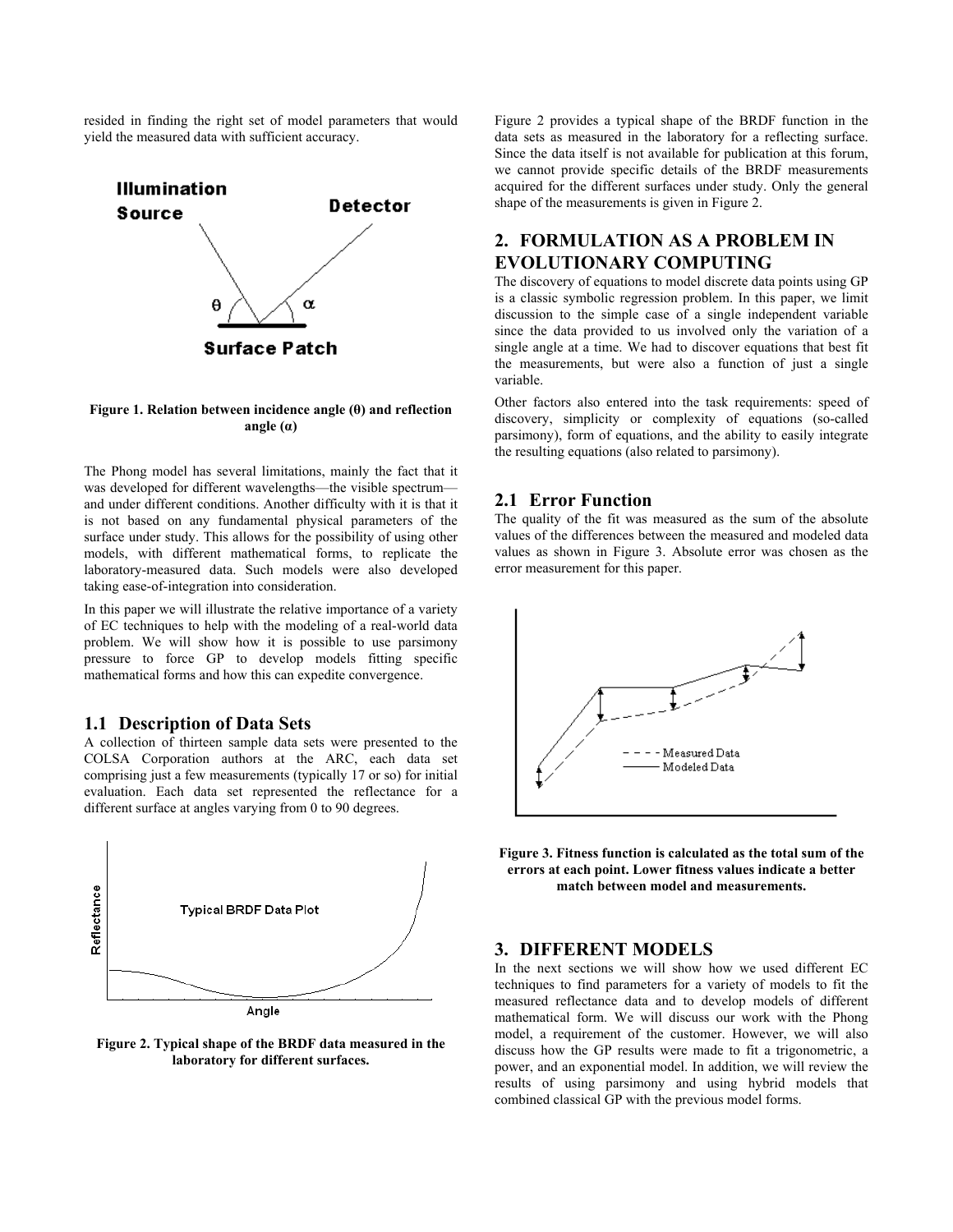resided in finding the right set of model parameters that would yield the measured data with sufficient accuracy.

Figure 1. Relation between incidence angle (θ) and reflection angle (α)

The Phong model has several limitations, mainly the fact that it was developed for different wavelengths—the visible spectrum—and under different conditions. Another difficulty with it is that it is not based on any fundamental physical parameters of the surface under study. This allows for the possibility of using other models, with different mathematical forms, to replicate the laboratory-measured data. Such models were also developed taking ease-of-integration into consideration.

In this paper we will illustrate the relative importance of a variety of EC techniques to help with the modeling of a real-world data problem. We will show how it is possible to use parsimony pressure to force GP to develop models fitting specific mathematical forms and how this can expedite convergence.

### 1.1 Description of Data Sets

A collection of thirteen sample data sets were presented to the COLSA Corporation authors at the ARC, each data set comprising just a few measurements (typically 17 or so) for initial evaluation. Each data set represented the reflectance for a different surface at angles varying from 0 to 90 degrees.

Figure 2. Typical shape of the BRDF data measured in the laboratory for different surfaces.

Figure 2 provides a typical shape of the BRDF function in the data sets as measured in the laboratory for a reflecting surface. Since the data itself is not available for publication at this forum, we cannot provide specific details of the BRDF measurements acquired for the different surfaces under study. Only the general shape of the measurements is given in Figure 2.

## 2. FORMULATION AS A PROBLEM IN EVOLUTIONARY COMPUTING

The discovery of equations to model discrete data points using GP is a classic symbolic regression problem. In this paper, we limit discussion to the simple case of a single independent variable since the data provided to us involved only the variation of a single angle at a time. We had to discover equations that best fit the measurements, but were also a function of just a single variable.

Other factors also entered into the task requirements: speed of discovery, simplicity or complexity of equations (so-called parsimony), form of equations, and the ability to easily integrate the resulting equations (also related to parsimony).

### 2.1 Error Function

The quality of the fit was measured as the sum of the absolute values of the differences between the measured and modeled data values as shown in Figure 3. Absolute error was chosen as the error measurement for this paper.

Figure 3. Fitness function is calculated as the total sum of the errors at each point. Lower fitness values indicate a better match between model and measurements.

## 3. DIFFERENT MODELS

In the next sections we will show how we used different EC techniques to find parameters for a variety of models to fit the measured reflectance data and to develop models of different mathematical form. We will discuss our work with the Phong model, a requirement of the customer. However, we will also discuss how the GP results were made to fit a trigonometric, a power, and an exponential model. In addition, we will review the results of using parsimony and using hybrid models that combined classical GP with the previous model forms.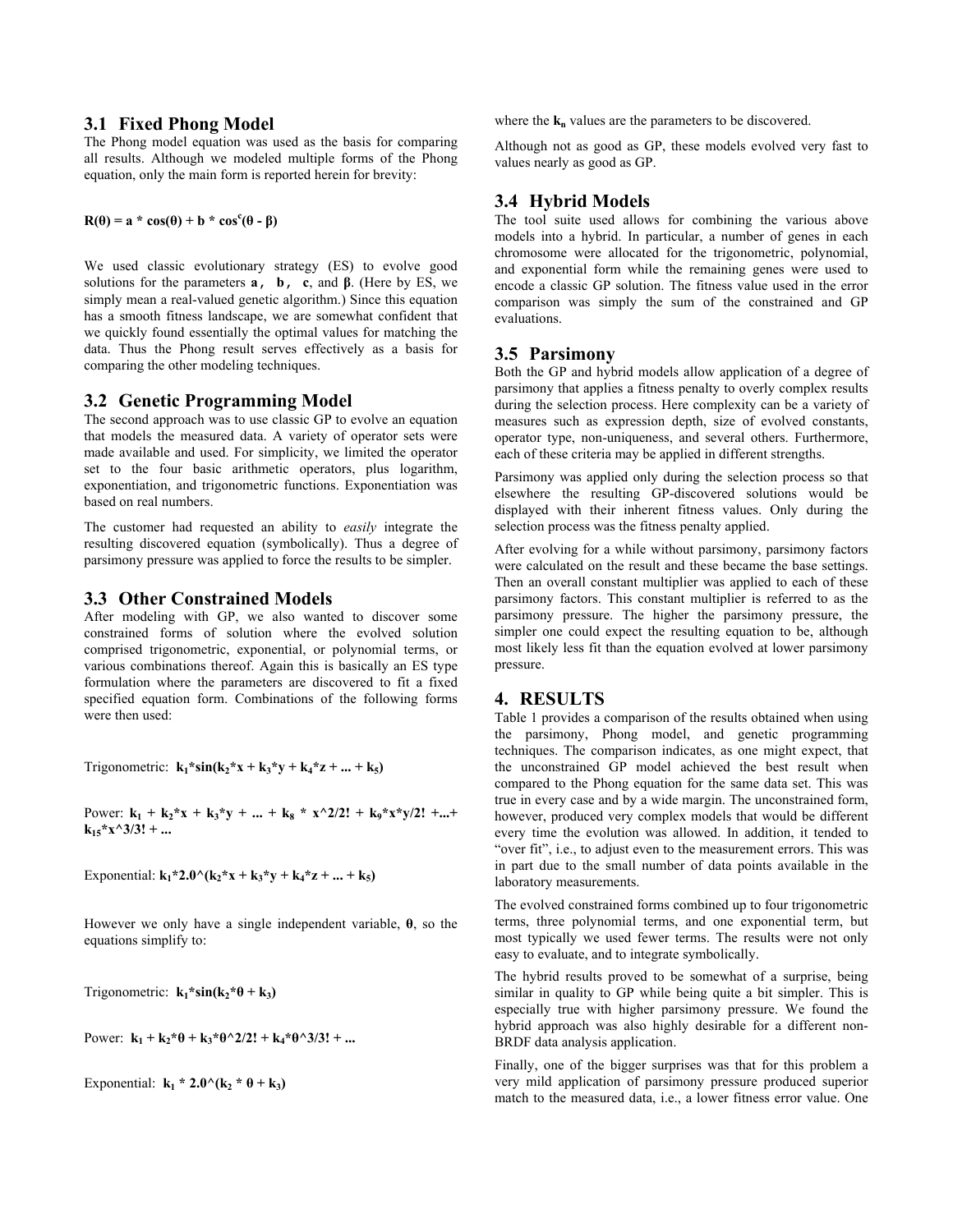### 3.1 Fixed Phong Model

The Phong model equation was used as the basis for comparing all results. Although we modeled multiple forms of the Phong equation, only the main form is reported herein for brevity:

$$\mathbf{R(\theta) = a * \cos(\theta) + b * \cos^c(\theta - \beta)}$$

We used classic evolutionary strategy (ES) to evolve good solutions for the parameters **a**, **b**, **c**, and **β**. (Here by ES, we simply mean a real-valued genetic algorithm.) Since this equation has a smooth fitness landscape, we are somewhat confident that we quickly found essentially the optimal values for matching the data. Thus the Phong result serves effectively as a basis for comparing the other modeling techniques.

### 3.2 Genetic Programming Model

The second approach was to use classic GP to evolve an equation that models the measured data. A variety of operator sets were made available and used. For simplicity, we limited the operator set to the four basic arithmetic operators, plus logarithm, exponentiation, and trigonometric functions. Exponentiation was based on real numbers.

The customer had requested an ability to *easily* integrate the resulting discovered equation (symbolically). Thus a degree of parsimony pressure was applied to force the results to be simpler.

### 3.3 Other Constrained Models

After modeling with GP, we also wanted to discover some constrained forms of solution where the evolved solution comprised trigonometric, exponential, or polynomial terms, or various combinations thereof. Again this is basically an ES type formulation where the parameters are discovered to fit a fixed specified equation form. Combinations of the following forms were then used:

Trigonometric: $\mathbf{k_1 * \sin(k_2 * x + k_3 * y + k_4 * z + ... + k_5)}$

Power: $\mathbf{k_1 + k_2 * x + k_3 * y + ... + k_8 * x \hat{} 2/2! + k_9 * x * y/2! + ... + k_{15} * x \hat{} 3/3! + ...}$

Exponential: $\mathbf{k_1 * 2.0 \hat{} (k_2 * x + k_3 * y + k_4 * z + ... + k_5)}$

However we only have a single independent variable, **θ**, so the equations simplify to:

Trigonometric: $\mathbf{k_1 * \sin(k_2 * \theta + k_3)}$

Power: $\mathbf{k_1 + k_2 * \theta + k_3 * \theta \hat{} 2/2! + k_4 * \theta \hat{} 3/3! + ...}$

Exponential: $\mathbf{k_1 * 2.0 \hat{} (k_2 * \theta + k_3)}$

where the $\mathbf{k_n}$ values are the parameters to be discovered.

Although not as good as GP, these models evolved very fast to values nearly as good as GP.

### 3.4 Hybrid Models

The tool suite used allows for combining the various above models into a hybrid. In particular, a number of genes in each chromosome were allocated for the trigonometric, polynomial, and exponential form while the remaining genes were used to encode a classic GP solution. The fitness value used in the error comparison was simply the sum of the constrained and GP evaluations.

### 3.5 Parsimony

Both the GP and hybrid models allow application of a degree of parsimony that applies a fitness penalty to overly complex results during the selection process. Here complexity can be a variety of measures such as expression depth, size of evolved constants, operator type, non-uniqueness, and several others. Furthermore, each of these criteria may be applied in different strengths.

Parsimony was applied only during the selection process so that elsewhere the resulting GP-discovered solutions would be displayed with their inherent fitness values. Only during the selection process was the fitness penalty applied.

After evolving for a while without parsimony, parsimony factors were calculated on the result and these became the base settings. Then an overall constant multiplier was applied to each of these parsimony factors. This constant multiplier is referred to as the parsimony pressure. The higher the parsimony pressure, the simpler one could expect the resulting equation to be, although most likely less fit than the equation evolved at lower parsimony pressure.

## 4. RESULTS

Table 1 provides a comparison of the results obtained when using the parsimony, Phong model, and genetic programming techniques. The comparison indicates, as one might expect, that the unconstrained GP model achieved the best result when compared to the Phong equation for the same data set. This was true in every case and by a wide margin. The unconstrained form, however, produced very complex models that would be different every time the evolution was allowed. In addition, it tended to "over fit", i.e., to adjust even to the measurement errors. This was in part due to the small number of data points available in the laboratory measurements.

The evolved constrained forms combined up to four trigonometric terms, three polynomial terms, and one exponential term, but most typically we used fewer terms. The results were not only easy to evaluate, and to integrate symbolically.

The hybrid results proved to be somewhat of a surprise, being similar in quality to GP while being quite a bit simpler. This is especially true with higher parsimony pressure. We found the hybrid approach was also highly desirable for a different non-BRDF data analysis application.

Finally, one of the bigger surprises was that for this problem a very mild application of parsimony pressure produced superior match to the measured data, i.e., a lower fitness error value. One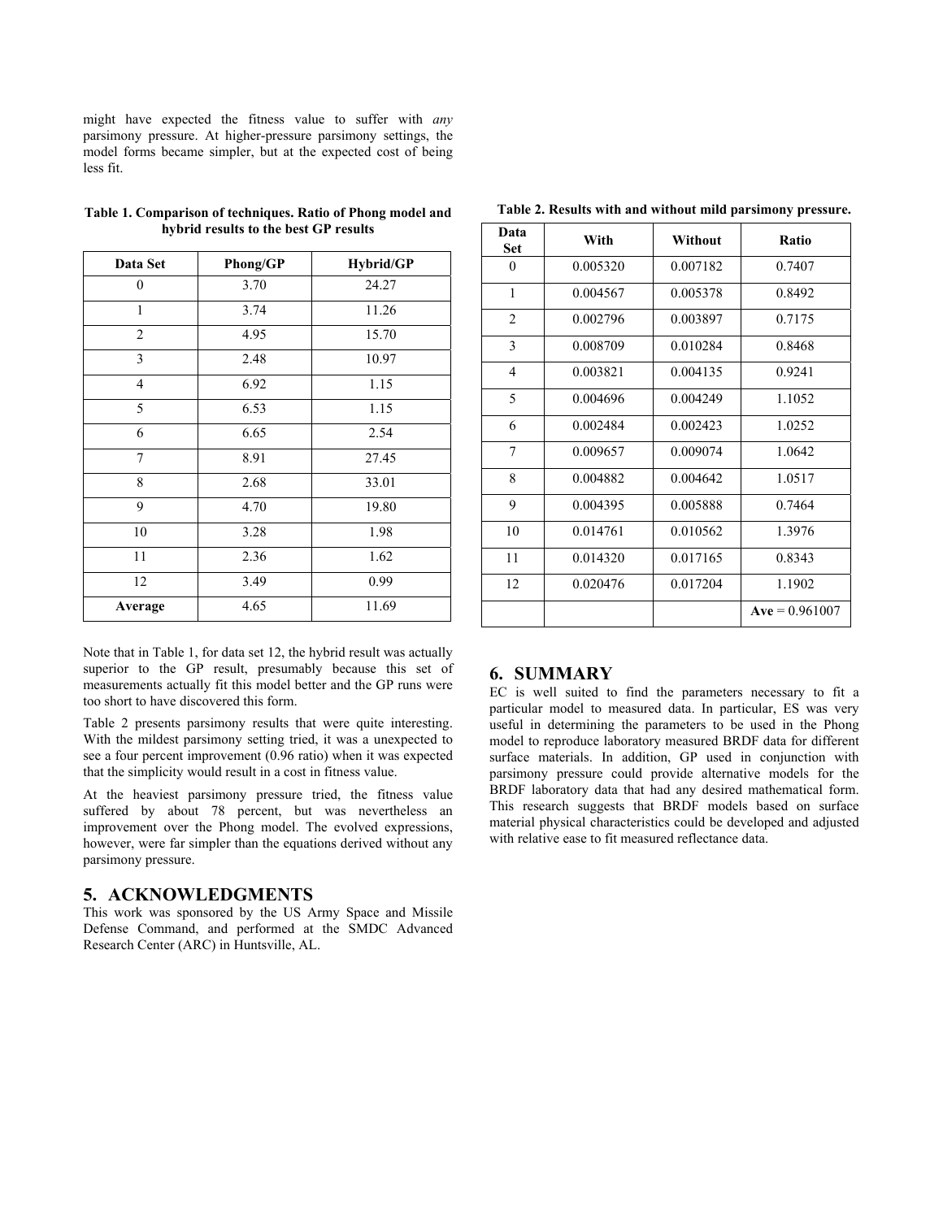might have expected the fitness value to suffer with *any* parsimony pressure. At higher-pressure parsimony settings, the model forms became simpler, but at the expected cost of being less fit.

**Table 1. Comparison of techniques. Ratio of Phong model and hybrid results to the best GP results**

| Data Set | Phong/GP | Hybrid/GP |
|---|---|---|
| 0 | 3.70 | 24.27 |
| 1 | 3.74 | 11.26 |
| 2 | 4.95 | 15.70 |
| 3 | 2.48 | 10.97 |
| 4 | 6.92 | 1.15 |
| 5 | 6.53 | 1.15 |
| 6 | 6.65 | 2.54 |
| 7 | 8.91 | 27.45 |
| 8 | 2.68 | 33.01 |
| 9 | 4.70 | 19.80 |
| 10 | 3.28 | 1.98 |
| 11 | 2.36 | 1.62 |
| 12 | 3.49 | 0.99 |
| **Average** | 4.65 | 11.69 |

Note that in Table 1, for data set 12, the hybrid result was actually superior to the GP result, presumably because this set of measurements actually fit this model better and the GP runs were too short to have discovered this form.

Table 2 presents parsimony results that were quite interesting. With the mildest parsimony setting tried, it was a unexpected to see a four percent improvement (0.96 ratio) when it was expected that the simplicity would result in a cost in fitness value.

At the heaviest parsimony pressure tried, the fitness value suffered by about 78 percent, but was nevertheless an improvement over the Phong model. The evolved expressions, however, were far simpler than the equations derived without any parsimony pressure.

## 5. ACKNOWLEDGMENTS

This work was sponsored by the US Army Space and Missile Defense Command, and performed at the SMDC Advanced Research Center (ARC) in Huntsville, AL.

**Table 2. Results with and without mild parsimony pressure.**

| Data Set | With | Without | Ratio |
|---|---|---|---|
| 0 | 0.005320 | 0.007182 | 0.7407 |
| 1 | 0.004567 | 0.005378 | 0.8492 |
| 2 | 0.002796 | 0.003897 | 0.7175 |
| 3 | 0.008709 | 0.010284 | 0.8468 |
| 4 | 0.003821 | 0.004135 | 0.9241 |
| 5 | 0.004696 | 0.004249 | 1.1052 |
| 6 | 0.002484 | 0.002423 | 1.0252 |
| 7 | 0.009657 | 0.009074 | 1.0642 |
| 8 | 0.004882 | 0.004642 | 1.0517 |
| 9 | 0.004395 | 0.005888 | 0.7464 |
| 10 | 0.014761 | 0.010562 | 1.3976 |
| 11 | 0.014320 | 0.017165 | 0.8343 |
| 12 | 0.020476 | 0.017204 | 1.1902 |
| | | | **Ave** = 0.961007 |

## 6. SUMMARY

EC is well suited to find the parameters necessary to fit a particular model to measured data. In particular, ES was very useful in determining the parameters to be used in the Phong model to reproduce laboratory measured BRDF data for different surface materials. In addition, GP used in conjunction with parsimony pressure could provide alternative models for the BRDF laboratory data that had any desired mathematical form. This research suggests that BRDF models based on surface material physical characteristics could be developed and adjusted with relative ease to fit measured reflectance data.